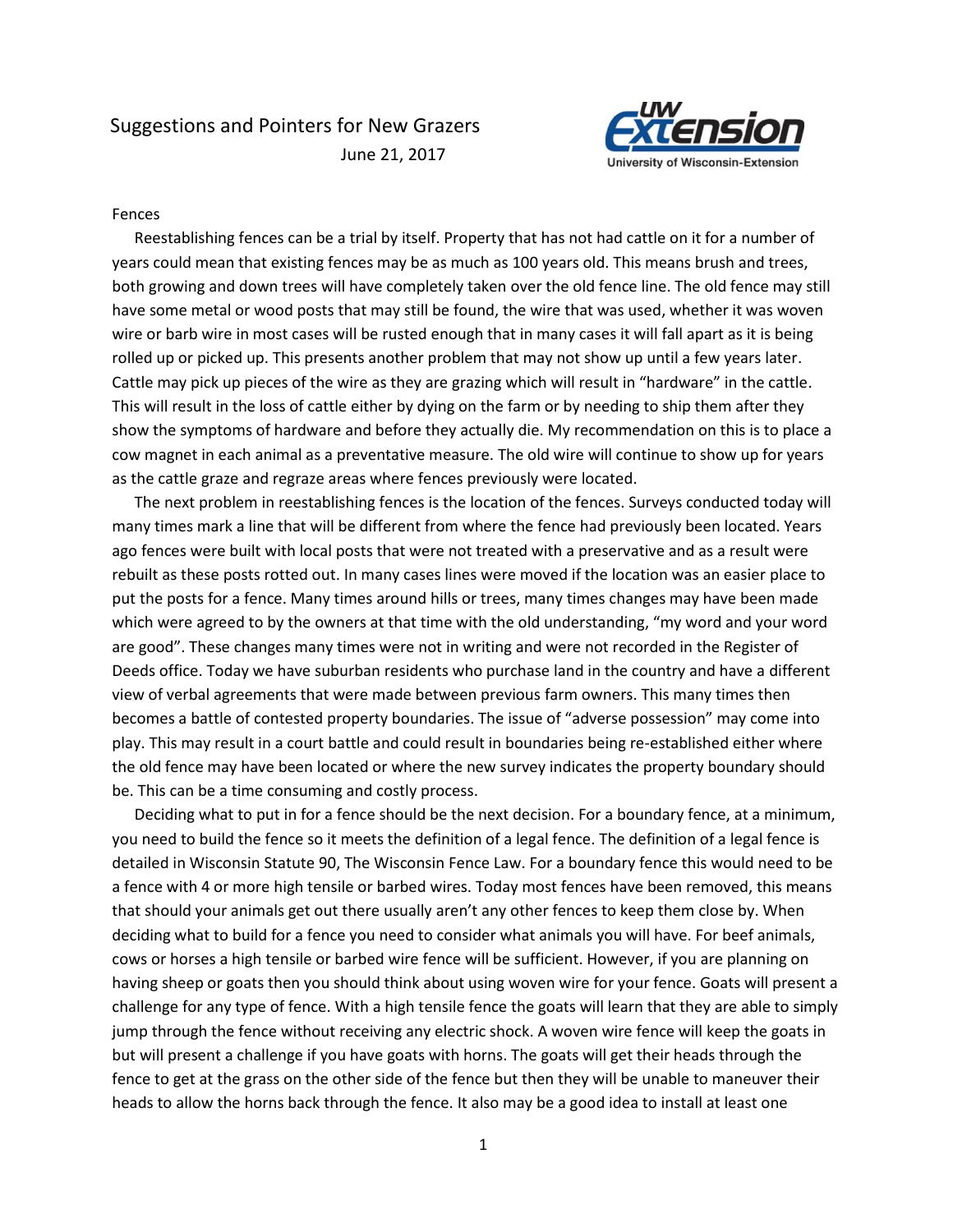# Suggestions and Pointers for New Grazers

June 21, 2017

## Fences

Reestablishing fences can be a trial by itself. Property that has not had cattle on it for a number of years could mean that existing fences may be as much as 100 years old. This means brush and trees, both growing and down trees will have completely taken over the old fence line. The old fence may still have some metal or wood posts that may still be found, the wire that was used, whether it was woven wire or barb wire in most cases will be rusted enough that in many cases it will fall apart as it is being rolled up or picked up. This presents another problem that may not show up until a few years later. Cattle may pick up pieces of the wire as they are grazing which will result in "hardware" in the cattle. This will result in the loss of cattle either by dying on the farm or by needing to ship them after they show the symptoms of hardware and before they actually die. My recommendation on this is to place a cow magnet in each animal as a preventative measure. The old wire will continue to show up for years as the cattle graze and regraze areas where fences previously were located.

The next problem in reestablishing fences is the location of the fences. Surveys conducted today will many times mark a line that will be different from where the fence had previously been located. Years ago fences were built with local posts that were not treated with a preservative and as a result were rebuilt as these posts rotted out. In many cases lines were moved if the location was an easier place to put the posts for a fence. Many times around hills or trees, many times changes may have been made which were agreed to by the owners at that time with the old understanding, "my word and your word are good". These changes many times were not in writing and were not recorded in the Register of Deeds office. Today we have suburban residents who purchase land in the country and have a different view of verbal agreements that were made between previous farm owners. This many times then becomes a battle of contested property boundaries. The issue of "adverse possession" may come into play. This may result in a court battle and could result in boundaries being re-established either where the old fence may have been located or where the new survey indicates the property boundary should be. This can be a time consuming and costly process.

Deciding what to put in for a fence should be the next decision. For a boundary fence, at a minimum, you need to build the fence so it meets the definition of a legal fence. The definition of a legal fence is detailed in Wisconsin Statute 90, The Wisconsin Fence Law. For a boundary fence this would need to be a fence with 4 or more high tensile or barbed wires. Today most fences have been removed, this means that should your animals get out there usually aren't any other fences to keep them close by. When deciding what to build for a fence you need to consider what animals you will have. For beef animals, cows or horses a high tensile or barbed wire fence will be sufficient. However, if you are planning on having sheep or goats then you should think about using woven wire for your fence. Goats will present a challenge for any type of fence. With a high tensile fence the goats will learn that they are able to simply jump through the fence without receiving any electric shock. A woven wire fence will keep the goats in but will present a challenge if you have goats with horns. The goats will get their heads through the fence to get at the grass on the other side of the fence but then they will be unable to maneuver their heads to allow the horns back through the fence. It also may be a good idea to install at least one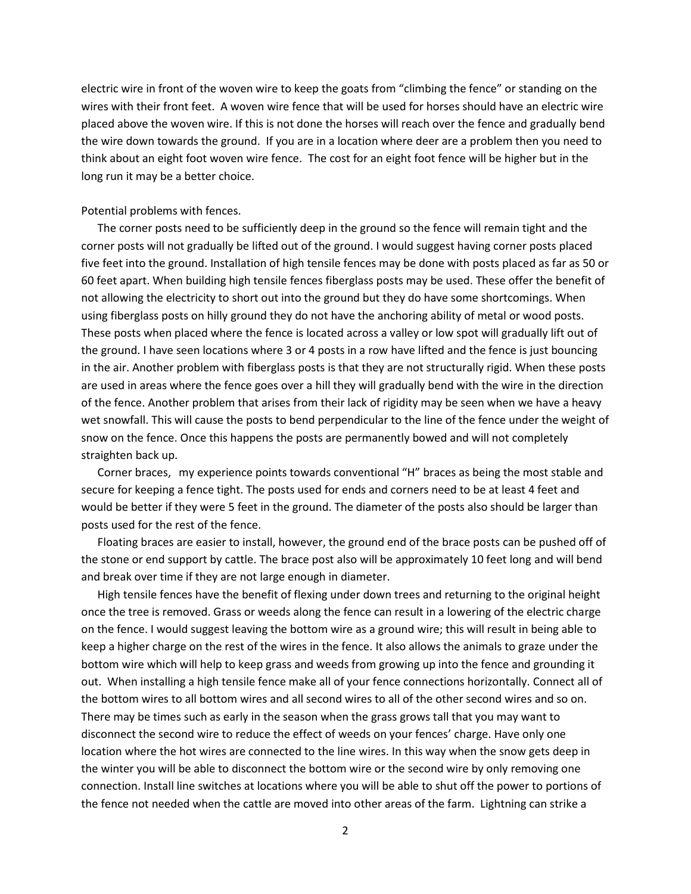electric wire in front of the woven wire to keep the goats from "climbing the fence" or standing on the wires with their front feet. A woven wire fence that will be used for horses should have an electric wire placed above the woven wire. If this is not done the horses will reach over the fence and gradually bend the wire down towards the ground. If you are in a location where deer are a problem then you need to think about an eight foot woven wire fence. The cost for an eight foot fence will be higher but in the long run it may be a better choice.

Potential problems with fences.

The corner posts need to be sufficiently deep in the ground so the fence will remain tight and the corner posts will not gradually be lifted out of the ground. I would suggest having corner posts placed five feet into the ground. Installation of high tensile fences may be done with posts placed as far as 50 or 60 feet apart. When building high tensile fences fiberglass posts may be used. These offer the benefit of not allowing the electricity to short out into the ground but they do have some shortcomings. When using fiberglass posts on hilly ground they do not have the anchoring ability of metal or wood posts. These posts when placed where the fence is located across a valley or low spot will gradually lift out of the ground. I have seen locations where 3 or 4 posts in a row have lifted and the fence is just bouncing in the air. Another problem with fiberglass posts is that they are not structurally rigid. When these posts are used in areas where the fence goes over a hill they will gradually bend with the wire in the direction of the fence. Another problem that arises from their lack of rigidity may be seen when we have a heavy wet snowfall. This will cause the posts to bend perpendicular to the line of the fence under the weight of snow on the fence. Once this happens the posts are permanently bowed and will not completely straighten back up.

Corner braces, my experience points towards conventional "H" braces as being the most stable and secure for keeping a fence tight. The posts used for ends and corners need to be at least 4 feet and would be better if they were 5 feet in the ground. The diameter of the posts also should be larger than posts used for the rest of the fence.

Floating braces are easier to install, however, the ground end of the brace posts can be pushed off of the stone or end support by cattle. The brace post also will be approximately 10 feet long and will bend and break over time if they are not large enough in diameter.

High tensile fences have the benefit of flexing under down trees and returning to the original height once the tree is removed. Grass or weeds along the fence can result in a lowering of the electric charge on the fence. I would suggest leaving the bottom wire as a ground wire; this will result in being able to keep a higher charge on the rest of the wires in the fence. It also allows the animals to graze under the bottom wire which will help to keep grass and weeds from growing up into the fence and grounding it out. When installing a high tensile fence make all of your fence connections horizontally. Connect all of the bottom wires to all bottom wires and all second wires to all of the other second wires and so on. There may be times such as early in the season when the grass grows tall that you may want to disconnect the second wire to reduce the effect of weeds on your fences' charge. Have only one location where the hot wires are connected to the line wires. In this way when the snow gets deep in the winter you will be able to disconnect the bottom wire or the second wire by only removing one connection. Install line switches at locations where you will be able to shut off the power to portions of the fence not needed when the cattle are moved into other areas of the farm. Lightning can strike a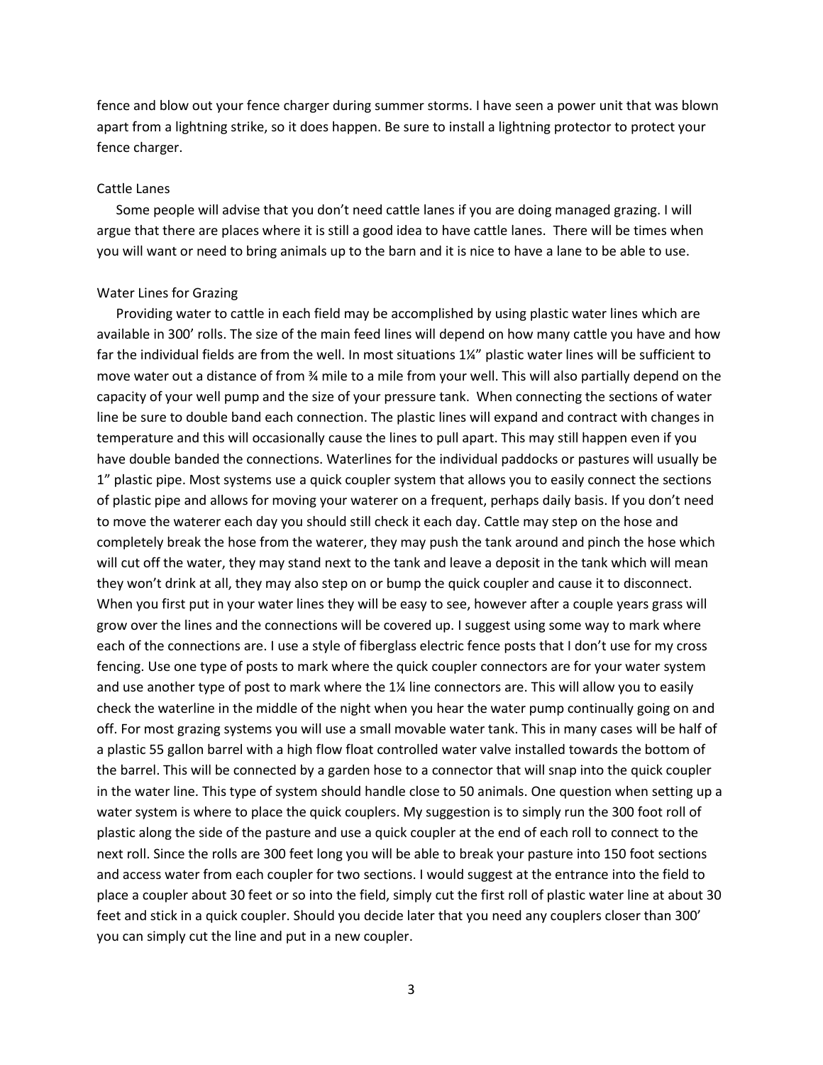fence and blow out your fence charger during summer storms. I have seen a power unit that was blown apart from a lightning strike, so it does happen. Be sure to install a lightning protector to protect your fence charger.

## Cattle Lanes

Some people will advise that you don't need cattle lanes if you are doing managed grazing. I will argue that there are places where it is still a good idea to have cattle lanes. There will be times when you will want or need to bring animals up to the barn and it is nice to have a lane to be able to use.

## Water Lines for Grazing

Providing water to cattle in each field may be accomplished by using plastic water lines which are available in 300' rolls. The size of the main feed lines will depend on how many cattle you have and how far the individual fields are from the well. In most situations 1¼" plastic water lines will be sufficient to move water out a distance of from ¾ mile to a mile from your well. This will also partially depend on the capacity of your well pump and the size of your pressure tank. When connecting the sections of water line be sure to double band each connection. The plastic lines will expand and contract with changes in temperature and this will occasionally cause the lines to pull apart. This may still happen even if you have double banded the connections. Waterlines for the individual paddocks or pastures will usually be 1" plastic pipe. Most systems use a quick coupler system that allows you to easily connect the sections of plastic pipe and allows for moving your waterer on a frequent, perhaps daily basis. If you don't need to move the waterer each day you should still check it each day. Cattle may step on the hose and completely break the hose from the waterer, they may push the tank around and pinch the hose which will cut off the water, they may stand next to the tank and leave a deposit in the tank which will mean they won't drink at all, they may also step on or bump the quick coupler and cause it to disconnect. When you first put in your water lines they will be easy to see, however after a couple years grass will grow over the lines and the connections will be covered up. I suggest using some way to mark where each of the connections are. I use a style of fiberglass electric fence posts that I don't use for my cross fencing. Use one type of posts to mark where the quick coupler connectors are for your water system and use another type of post to mark where the 1¼ line connectors are. This will allow you to easily check the waterline in the middle of the night when you hear the water pump continually going on and off. For most grazing systems you will use a small movable water tank. This in many cases will be half of a plastic 55 gallon barrel with a high flow float controlled water valve installed towards the bottom of the barrel. This will be connected by a garden hose to a connector that will snap into the quick coupler in the water line. This type of system should handle close to 50 animals. One question when setting up a water system is where to place the quick couplers. My suggestion is to simply run the 300 foot roll of plastic along the side of the pasture and use a quick coupler at the end of each roll to connect to the next roll. Since the rolls are 300 feet long you will be able to break your pasture into 150 foot sections and access water from each coupler for two sections. I would suggest at the entrance into the field to place a coupler about 30 feet or so into the field, simply cut the first roll of plastic water line at about 30 feet and stick in a quick coupler. Should you decide later that you need any couplers closer than 300' you can simply cut the line and put in a new coupler.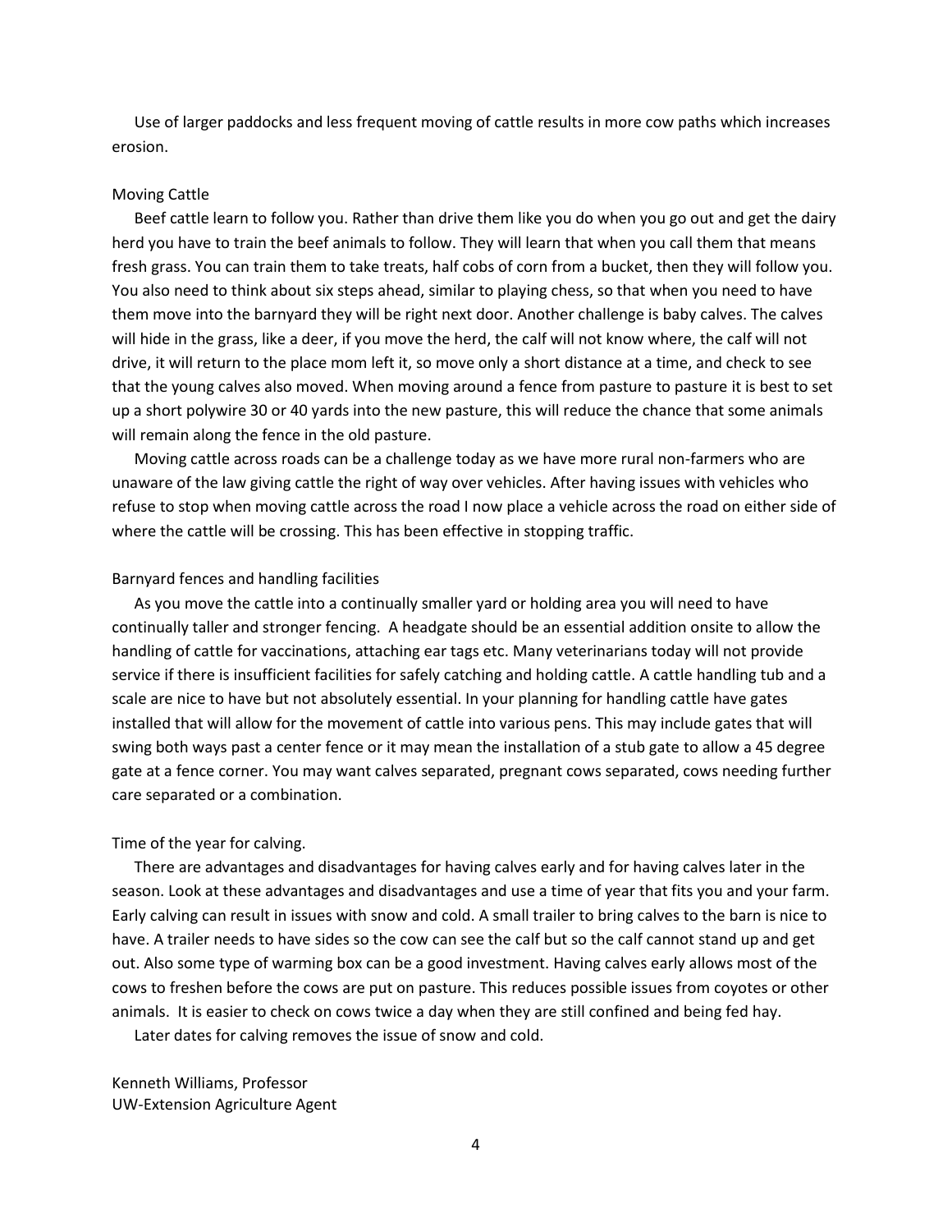Use of larger paddocks and less frequent moving of cattle results in more cow paths which increases erosion.

## Moving Cattle

Beef cattle learn to follow you. Rather than drive them like you do when you go out and get the dairy herd you have to train the beef animals to follow. They will learn that when you call them that means fresh grass. You can train them to take treats, half cobs of corn from a bucket, then they will follow you. You also need to think about six steps ahead, similar to playing chess, so that when you need to have them move into the barnyard they will be right next door. Another challenge is baby calves. The calves will hide in the grass, like a deer, if you move the herd, the calf will not know where, the calf will not drive, it will return to the place mom left it, so move only a short distance at a time, and check to see that the young calves also moved. When moving around a fence from pasture to pasture it is best to set up a short polywire 30 or 40 yards into the new pasture, this will reduce the chance that some animals will remain along the fence in the old pasture.

Moving cattle across roads can be a challenge today as we have more rural non-farmers who are unaware of the law giving cattle the right of way over vehicles. After having issues with vehicles who refuse to stop when moving cattle across the road I now place a vehicle across the road on either side of where the cattle will be crossing. This has been effective in stopping traffic.

## Barnyard fences and handling facilities

As you move the cattle into a continually smaller yard or holding area you will need to have continually taller and stronger fencing. A headgate should be an essential addition onsite to allow the handling of cattle for vaccinations, attaching ear tags etc. Many veterinarians today will not provide service if there is insufficient facilities for safely catching and holding cattle. A cattle handling tub and a scale are nice to have but not absolutely essential. In your planning for handling cattle have gates installed that will allow for the movement of cattle into various pens. This may include gates that will swing both ways past a center fence or it may mean the installation of a stub gate to allow a 45 degree gate at a fence corner. You may want calves separated, pregnant cows separated, cows needing further care separated or a combination.

## Time of the year for calving.

There are advantages and disadvantages for having calves early and for having calves later in the season. Look at these advantages and disadvantages and use a time of year that fits you and your farm. Early calving can result in issues with snow and cold. A small trailer to bring calves to the barn is nice to have. A trailer needs to have sides so the cow can see the calf but so the calf cannot stand up and get out. Also some type of warming box can be a good investment. Having calves early allows most of the cows to freshen before the cows are put on pasture. This reduces possible issues from coyotes or other animals. It is easier to check on cows twice a day when they are still confined and being fed hay.

Later dates for calving removes the issue of snow and cold.

Kenneth Williams, Professor
UW-Extension Agriculture Agent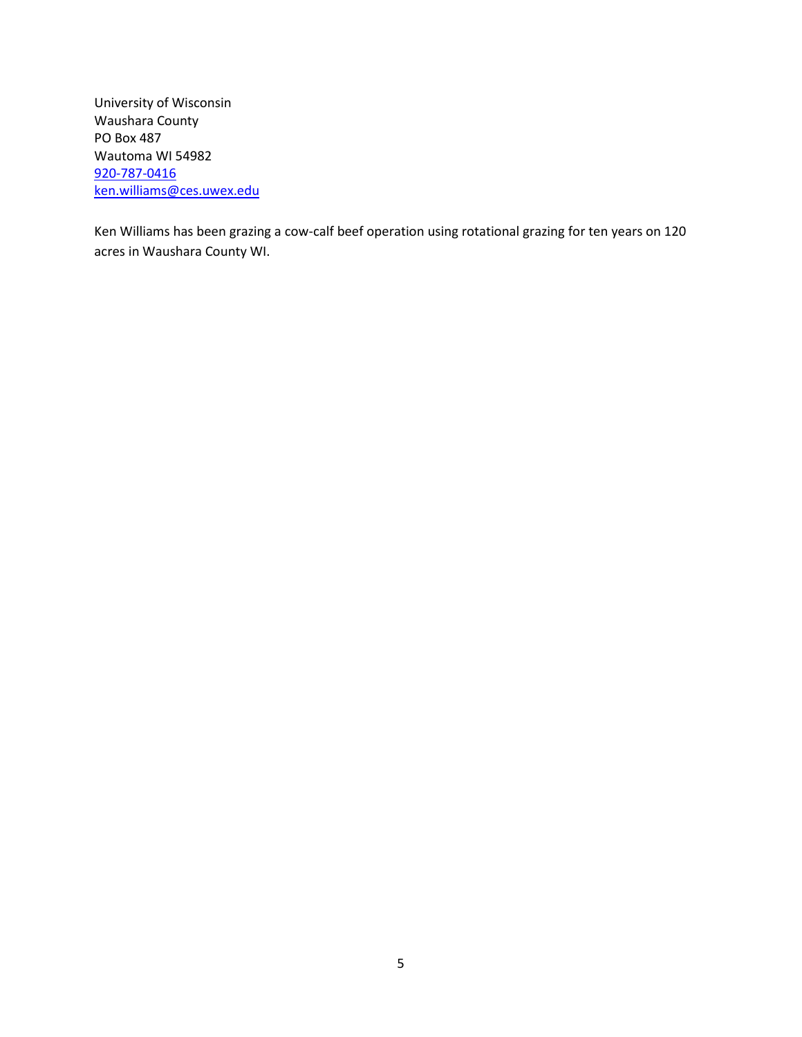University of Wisconsin
Waushara County
PO Box 487
Wautoma WI 54982
920-787-0416
ken.williams@ces.uwex.edu

Ken Williams has been grazing a cow-calf beef operation using rotational grazing for ten years on 120 acres in Waushara County WI.